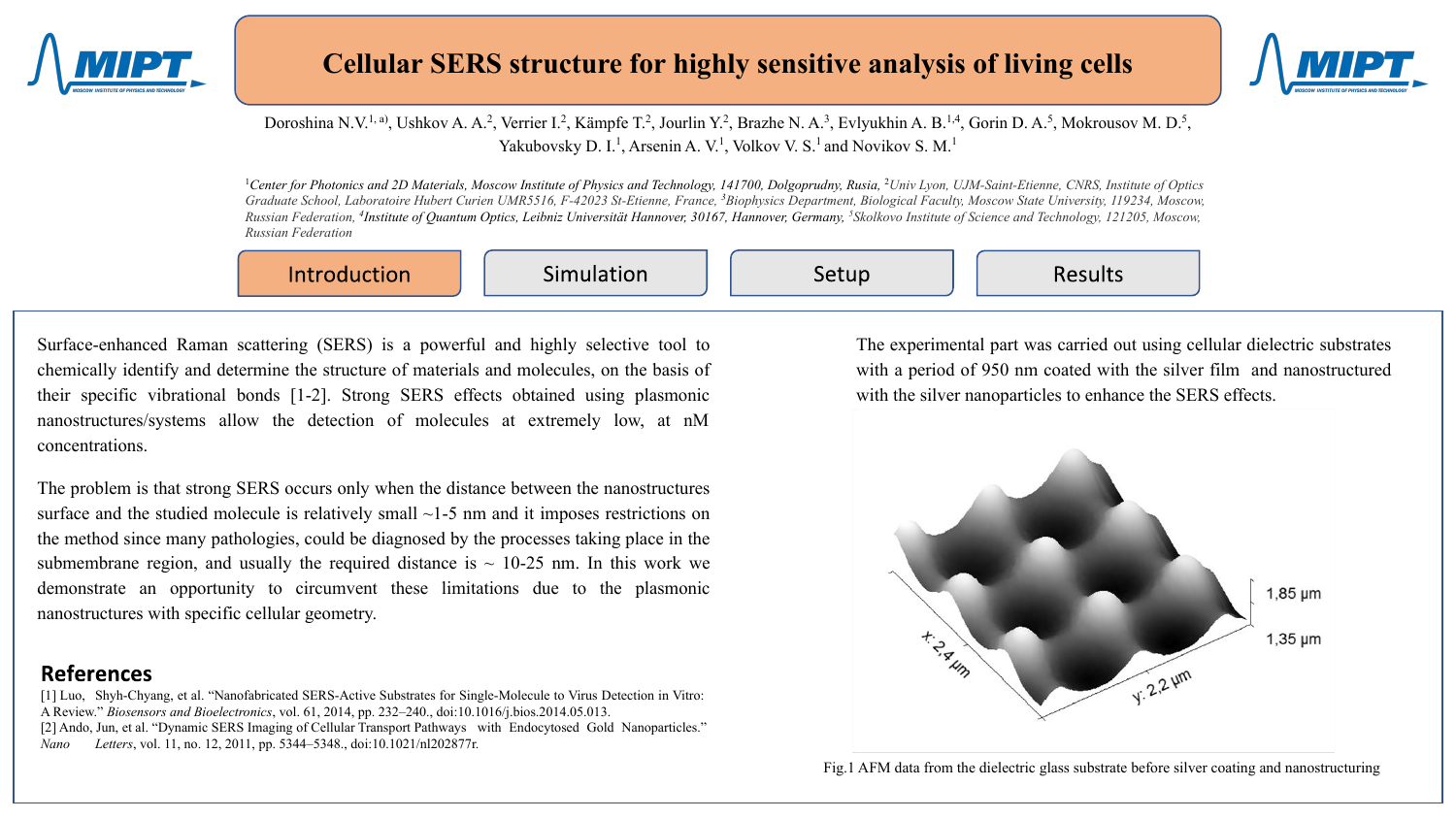# Cellular SERS structure for highly sensitive analysis of living cells

Doroshina N.V.[1, a)], Ushkov A. A.[2], Verrier I.[2], Kämpfe T.[2], Jourlin Y.[2], Brazhe N. A.[3], Evlyukhin A. B.[1,4], Gorin D. A.[5], Mokrousov M. D.[5], Yakubovsky D. I.[1], Arsenin A. V.[1], Volkov V. S.[1] and Novikov S. M.[1]

[1]*Center for Photonics and 2D Materials, Moscow Institute of Physics and Technology, 141700, Dolgoprudny, Rusia,* [2]*Univ Lyon, UJM-Saint-Etienne, CNRS, Institute of Optics Graduate School, Laboratoire Hubert Curien UMR5516, F-42023 St-Etienne, France,* [3]*Biophysics Department, Biological Faculty, Moscow State University, 119234, Moscow, Russian Federation,* [4]*Institute of Quantum Optics, Leibniz Universität Hannover, 30167, Hannover, Germany,* [5]*Skolkovo Institute of Science and Technology, 121205, Moscow, Russian Federation*

Introduction | Simulation | Setup | Results

Surface-enhanced Raman scattering (SERS) is a powerful and highly selective tool to chemically identify and determine the structure of materials and molecules, on the basis of their specific vibrational bonds [1-2]. Strong SERS effects obtained using plasmonic nanostructures/systems allow the detection of molecules at extremely low, at nM concentrations.

The problem is that strong SERS occurs only when the distance between the nanostructures surface and the studied molecule is relatively small ~1-5 nm and it imposes restrictions on the method since many pathologies, could be diagnosed by the processes taking place in the submembrane region, and usually the required distance is ~ 10-25 nm. In this work we demonstrate an opportunity to circumvent these limitations due to the plasmonic nanostructures with specific cellular geometry.

The experimental part was carried out using cellular dielectric substrates with a period of 950 nm coated with the silver film and nanostructured with the silver nanoparticles to enhance the SERS effects.

Fig.1 AFM data from the dielectric glass substrate before silver coating and nanostructuring

## References

[1] Luo, Shyh-Chyang, et al. "Nanofabricated SERS-Active Substrates for Single-Molecule to Virus Detection in Vitro: A Review." *Biosensors and Bioelectronics*, vol. 61, 2014, pp. 232–240., doi:10.1016/j.bios.2014.05.013.

[2] Ando, Jun, et al. "Dynamic SERS Imaging of Cellular Transport Pathways with Endocytosed Gold Nanoparticles." *Nano Letters*, vol. 11, no. 12, 2011, pp. 5344–5348., doi:10.1021/nl202877r.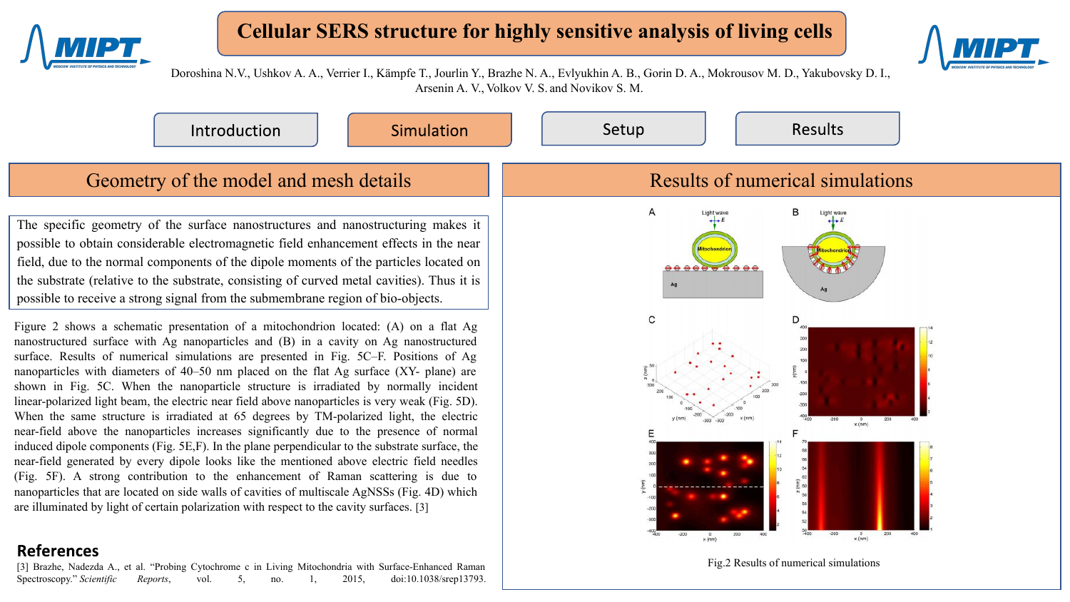# Cellular SERS structure for highly sensitive analysis of living cells

Doroshina N.V., Ushkov A. A., Verrier I., Kämpfe T., Jourlin Y., Brazhe N. A., Evlyukhin A. B., Gorin D. A., Mokrousov M. D., Yakubovsky D. I., Arsenin A. V., Volkov V. S. and Novikov S. M.

Introduction | Simulation | Setup | Results

## Geometry of the model and mesh details

The specific geometry of the surface nanostructures and nanostructuring makes it possible to obtain considerable electromagnetic field enhancement effects in the near field, due to the normal components of the dipole moments of the particles located on the substrate (relative to the substrate, consisting of curved metal cavities). Thus it is possible to receive a strong signal from the submembrane region of bio-objects.

Figure 2 shows a schematic presentation of a mitochondrion located: (A) on a flat Ag nanostructured surface with Ag nanoparticles and (B) in a cavity on Ag nanostructured surface. Results of numerical simulations are presented in Fig. 5C–F. Positions of Ag nanoparticles with diameters of 40–50 nm placed on the flat Ag surface (XY- plane) are shown in Fig. 5C. When the nanoparticle structure is irradiated by normally incident linear-polarized light beam, the electric near field above nanoparticles is very weak (Fig. 5D). When the same structure is irradiated at 65 degrees by TM-polarized light, the electric near-field above the nanoparticles increases significantly due to the presence of normal induced dipole components (Fig. 5E,F). In the plane perpendicular to the substrate surface, the near-field generated by every dipole looks like the mentioned above electric field needles (Fig. 5F). A strong contribution to the enhancement of Raman scattering is due to nanoparticles that are located on side walls of cavities of multiscale AgNSSs (Fig. 4D) which are illuminated by light of certain polarization with respect to the cavity surfaces. [3]

## Results of numerical simulations

Fig.2 Results of numerical simulations

## References

[3] Brazhe, Nadezda A., et al. "Probing Cytochrome c in Living Mitochondria with Surface-Enhanced Raman Spectroscopy." *Scientific Reports*, vol. 5, no. 1, 2015, doi:10.1038/srep13793.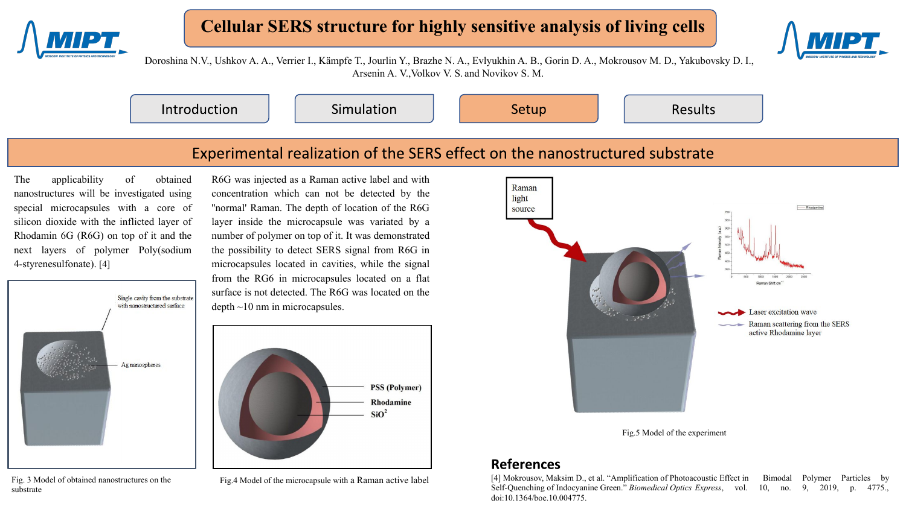# Cellular SERS structure for highly sensitive analysis of living cells

Doroshina N.V., Ushkov A. A., Verrier I., Kämpfe T., Jourlin Y., Brazhe N. A., Evlyukhin A. B., Gorin D. A., Mokrousov M. D., Yakubovsky D. I., Arsenin A. V.,Volkov V. S. and Novikov S. M.

Introduction | Simulation | Setup | Results

## Experimental realization of the SERS effect on the nanostructured substrate

The applicability of obtained nanostructures will be investigated using special microcapsules with a core of silicon dioxide with the inflicted layer of Rhodamin 6G (R6G) on top of it and the next layers of polymer Poly(sodium 4-styrenesulfonate). [4]

Fig. 3 Model of obtained nanostructures on the substrate

R6G was injected as a Raman active label and with concentration which can not be detected by the "normal' Raman. The depth of location of the R6G layer inside the microcapsule was variated by a number of polymer on top of it. It was demonstrated the possibility to detect SERS signal from R6G in microcapsules located in cavities, while the signal from the RG6 in microcapsules located on a flat surface is not detected. The R6G was located on the depth ~10 nm in microcapsules.

Fig.4 Model of the microcapsule with a Raman active label

Fig.5 Model of the experiment

## References

[4] Mokrousov, Maksim D., et al. "Amplification of Photoacoustic Effect in Bimodal Polymer Particles by Self-Quenching of Indocyanine Green." *Biomedical Optics Express*, vol. 10, no. 9, 2019, p. 4775., doi:10.1364/boe.10.004775.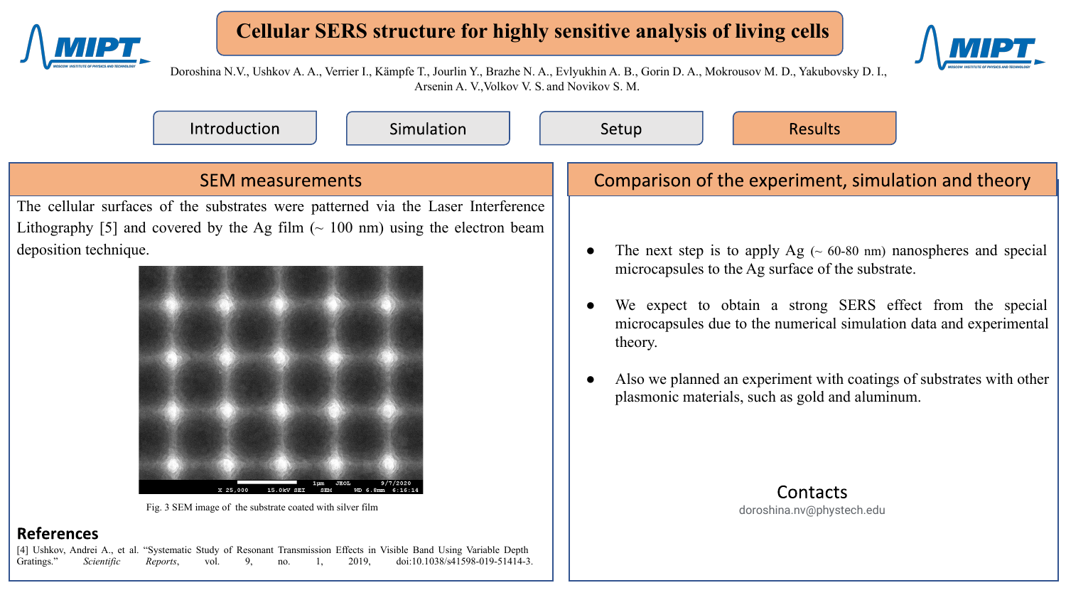# Cellular SERS structure for highly sensitive analysis of living cells

Doroshina N.V., Ushkov A. A., Verrier I., Kämpfe T., Jourlin Y., Brazhe N. A., Evlyukhin A. B., Gorin D. A., Mokrousov M. D., Yakubovsky D. I., Arsenin A. V., Volkov V. S. and Novikov S. M.

Introduction | Simulation | Setup | Results

## SEM measurements

The cellular surfaces of the substrates were patterned via the Laser Interference Lithography [5] and covered by the Ag film (~ 100 nm) using the electron beam deposition technique.

1μm JEOL 9/7/2020
X 25,000 15.0kV SEI SEM WD 6.8mm 6:16:14

Fig. 3 SEM image of the substrate coated with silver film

### References

[4] Ushkov, Andrei A., et al. "Systematic Study of Resonant Transmission Effects in Visible Band Using Variable Depth Gratings." *Scientific Reports*, vol. 9, no. 1, 2019, doi:10.1038/s41598-019-51414-3.

## Comparison of the experiment, simulation and theory

- The next step is to apply Ag (~ 60-80 nm) nanospheres and special microcapsules to the Ag surface of the substrate.
- We expect to obtain a strong SERS effect from the special microcapsules due to the numerical simulation data and experimental theory.
- Also we planned an experiment with coatings of substrates with other plasmonic materials, such as gold and aluminum.

### Contacts

doroshina.nv@phystech.edu